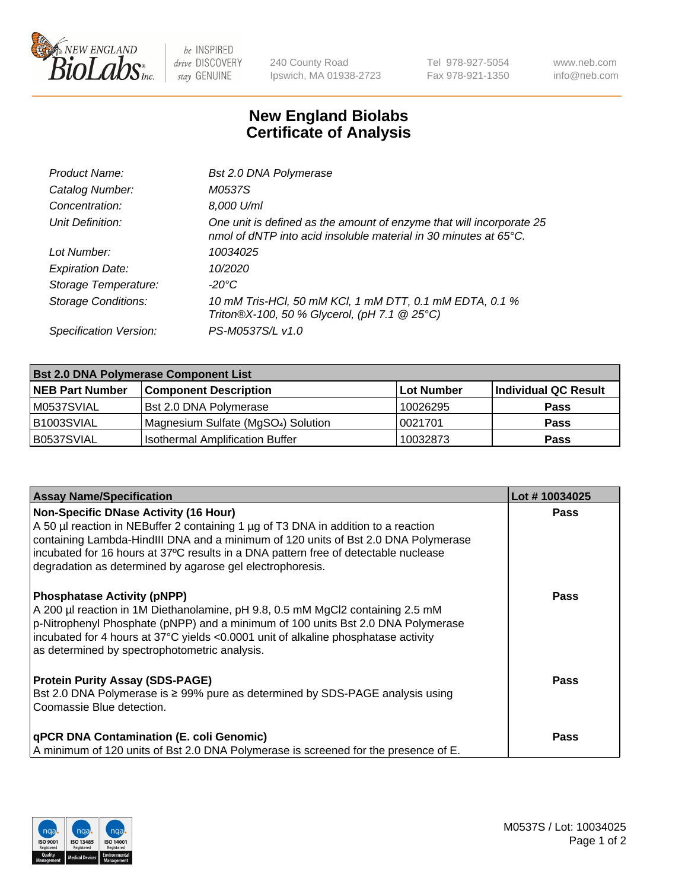240 County Road
Ipswich, MA 01938-2723

Tel 978-927-5054
Fax 978-921-1350

www.neb.com
info@neb.com

# New England Biolabs
# Certificate of Analysis

| | |
|---|---|
| *Product Name:* | *Bst 2.0 DNA Polymerase* |
| *Catalog Number:* | *M0537S* |
| *Concentration:* | *8,000 U/ml* |
| *Unit Definition:* | *One unit is defined as the amount of enzyme that will incorporate 25 nmol of dNTP into acid insoluble material in 30 minutes at 65°C.* |
| *Lot Number:* | *10034025* |
| *Expiration Date:* | *10/2020* |
| *Storage Temperature:* | *-20°C* |
| *Storage Conditions:* | *10 mM Tris-HCl, 50 mM KCl, 1 mM DTT, 0.1 mM EDTA, 0.1 % Triton®X-100, 50 % Glycerol, (pH 7.1 @ 25°C)* |
| *Specification Version:* | *PS-M0537S/L v1.0* |

| **Bst 2.0 DNA Polymerase Component List** | | | |
|---|---|---|---|
| **NEB Part Number** | **Component Description** | **Lot Number** | **Individual QC Result** |
| M0537SVIAL | Bst 2.0 DNA Polymerase | 10026295 | **Pass** |
| B1003SVIAL | Magnesium Sulfate ($MgSO_4$) Solution | 0021701 | **Pass** |
| B0537SVIAL | Isothermal Amplification Buffer | 10032873 | **Pass** |

| **Assay Name/Specification** | **Lot # 10034025** |
|---|---|
| **Non-Specific DNase Activity (16 Hour)** A 50 µl reaction in NEBuffer 2 containing 1 µg of T3 DNA in addition to a reaction containing Lambda-HindIII DNA and a minimum of 120 units of Bst 2.0 DNA Polymerase incubated for 16 hours at 37ºC results in a DNA pattern free of detectable nuclease degradation as determined by agarose gel electrophoresis. | **Pass** |
| **Phosphatase Activity (pNPP)** A 200 µl reaction in 1M Diethanolamine, pH 9.8, 0.5 mM MgCl2 containing 2.5 mM p-Nitrophenyl Phosphate (pNPP) and a minimum of 100 units Bst 2.0 DNA Polymerase incubated for 4 hours at 37°C yields <0.0001 unit of alkaline phosphatase activity as determined by spectrophotometric analysis. | **Pass** |
| **Protein Purity Assay (SDS-PAGE)** Bst 2.0 DNA Polymerase is ≥ 99% pure as determined by SDS-PAGE analysis using Coomassie Blue detection. | **Pass** |
| **qPCR DNA Contamination (E. coli Genomic)** A minimum of 120 units of Bst 2.0 DNA Polymerase is screened for the presence of E. | **Pass** |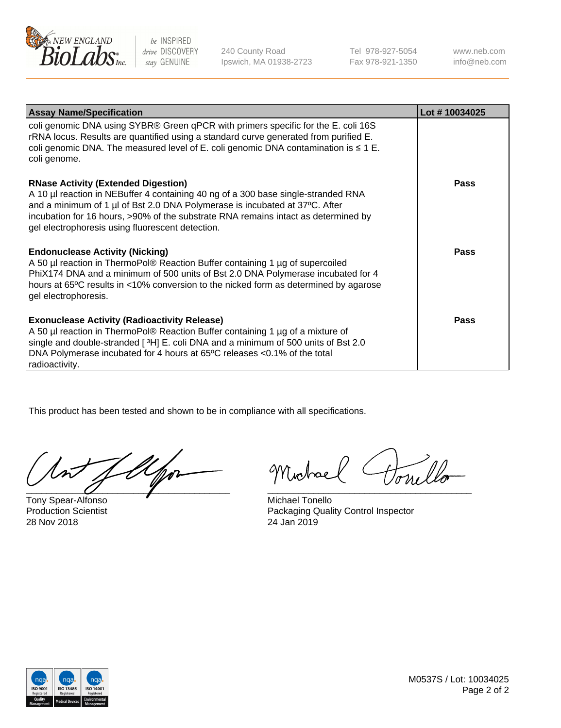| Assay Name/Specification | Lot # 10034025 |
|---|---|
| coli genomic DNA using SYBR® Green qPCR with primers specific for the E. coli 16S rRNA locus. Results are quantified using a standard curve generated from purified E. coli genomic DNA. The measured level of E. coli genomic DNA contamination is ≤ 1 E. coli genome. | |
| **RNase Activity (Extended Digestion)**<br>A 10 µl reaction in NEBuffer 4 containing 40 ng of a 300 base single-stranded RNA and a minimum of 1 µl of Bst 2.0 DNA Polymerase is incubated at 37ºC. After incubation for 16 hours, >90% of the substrate RNA remains intact as determined by gel electrophoresis using fluorescent detection. | **Pass** |
| **Endonuclease Activity (Nicking)**<br>A 50 µl reaction in ThermoPol® Reaction Buffer containing 1 µg of supercoiled PhiX174 DNA and a minimum of 500 units of Bst 2.0 DNA Polymerase incubated for 4 hours at 65ºC results in <10% conversion to the nicked form as determined by agarose gel electrophoresis. | **Pass** |
| **Exonuclease Activity (Radioactivity Release)**<br>A 50 µl reaction in ThermoPol® Reaction Buffer containing 1 µg of a mixture of single and double-stranded [ $^{3}$H] E. coli DNA and a minimum of 500 units of Bst 2.0 DNA Polymerase incubated for 4 hours at 65ºC releases <0.1% of the total radioactivity. | **Pass** |

This product has been tested and shown to be in compliance with all specifications.

Tony Spear-Alfonso
Production Scientist
28 Nov 2018

Michael Tonello
Packaging Quality Control Inspector
24 Jan 2019

M0537S / Lot: 10034025